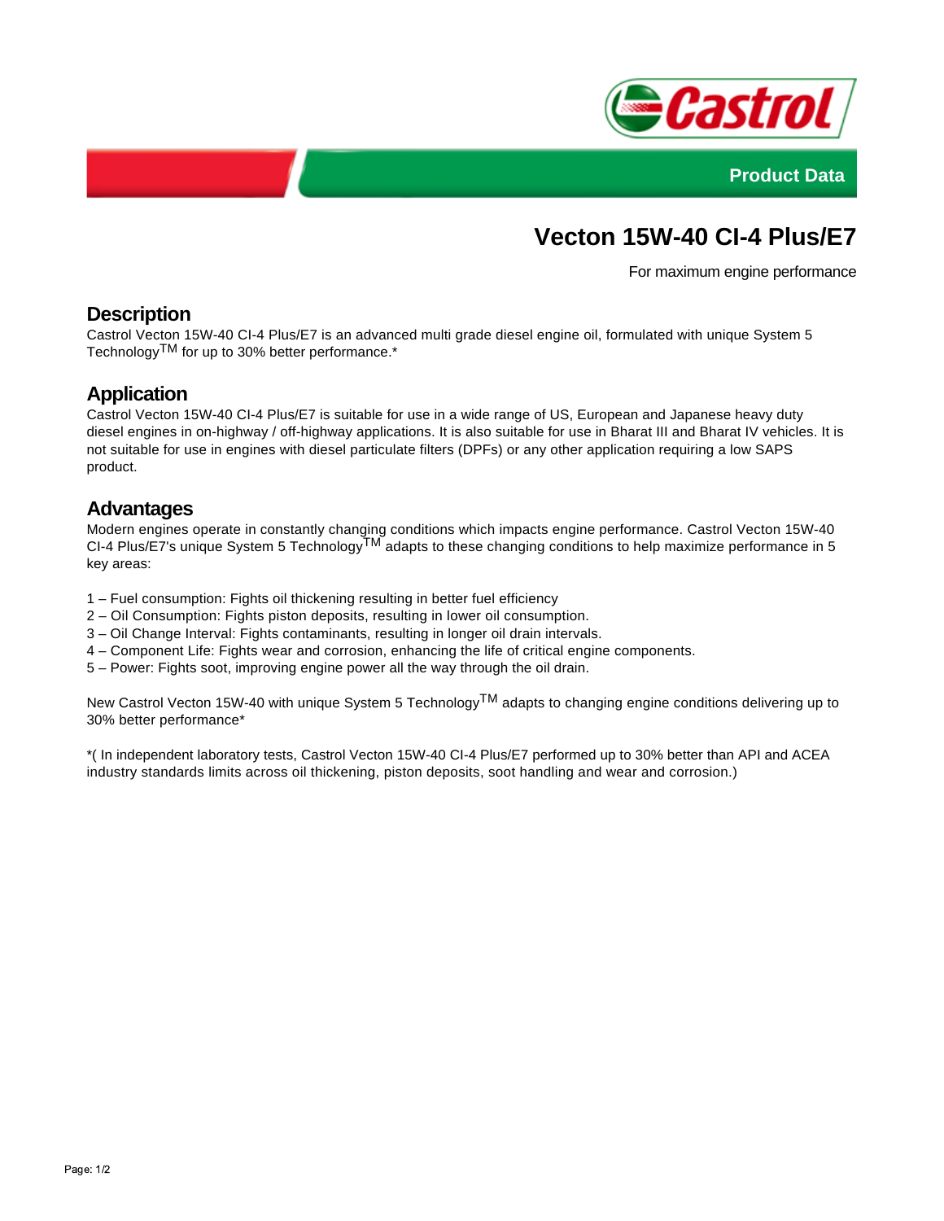Product Data

# Vecton 15W-40 CI-4 Plus/E7

For maximum engine performance

## Description

Castrol Vecton 15W-40 CI-4 Plus/E7 is an advanced multi grade diesel engine oil, formulated with unique System 5 Technology™ for up to 30% better performance.*

## Application

Castrol Vecton 15W-40 CI-4 Plus/E7 is suitable for use in a wide range of US, European and Japanese heavy duty diesel engines in on-highway / off-highway applications. It is also suitable for use in Bharat III and Bharat IV vehicles. It is not suitable for use in engines with diesel particulate filters (DPFs) or any other application requiring a low SAPS product.

## Advantages

Modern engines operate in constantly changing conditions which impacts engine performance. Castrol Vecton 15W-40 CI-4 Plus/E7's unique System 5 Technology™ adapts to these changing conditions to help maximize performance in 5 key areas:

1 – Fuel consumption: Fights oil thickening resulting in better fuel efficiency
2 – Oil Consumption: Fights piston deposits, resulting in lower oil consumption.
3 – Oil Change Interval: Fights contaminants, resulting in longer oil drain intervals.
4 – Component Life: Fights wear and corrosion, enhancing the life of critical engine components.
5 – Power: Fights soot, improving engine power all the way through the oil drain.

New Castrol Vecton 15W-40 with unique System 5 Technology™ adapts to changing engine conditions delivering up to 30% better performance*

*( In independent laboratory tests, Castrol Vecton 15W-40 CI-4 Plus/E7 performed up to 30% better than API and ACEA industry standards limits across oil thickening, piston deposits, soot handling and wear and corrosion.)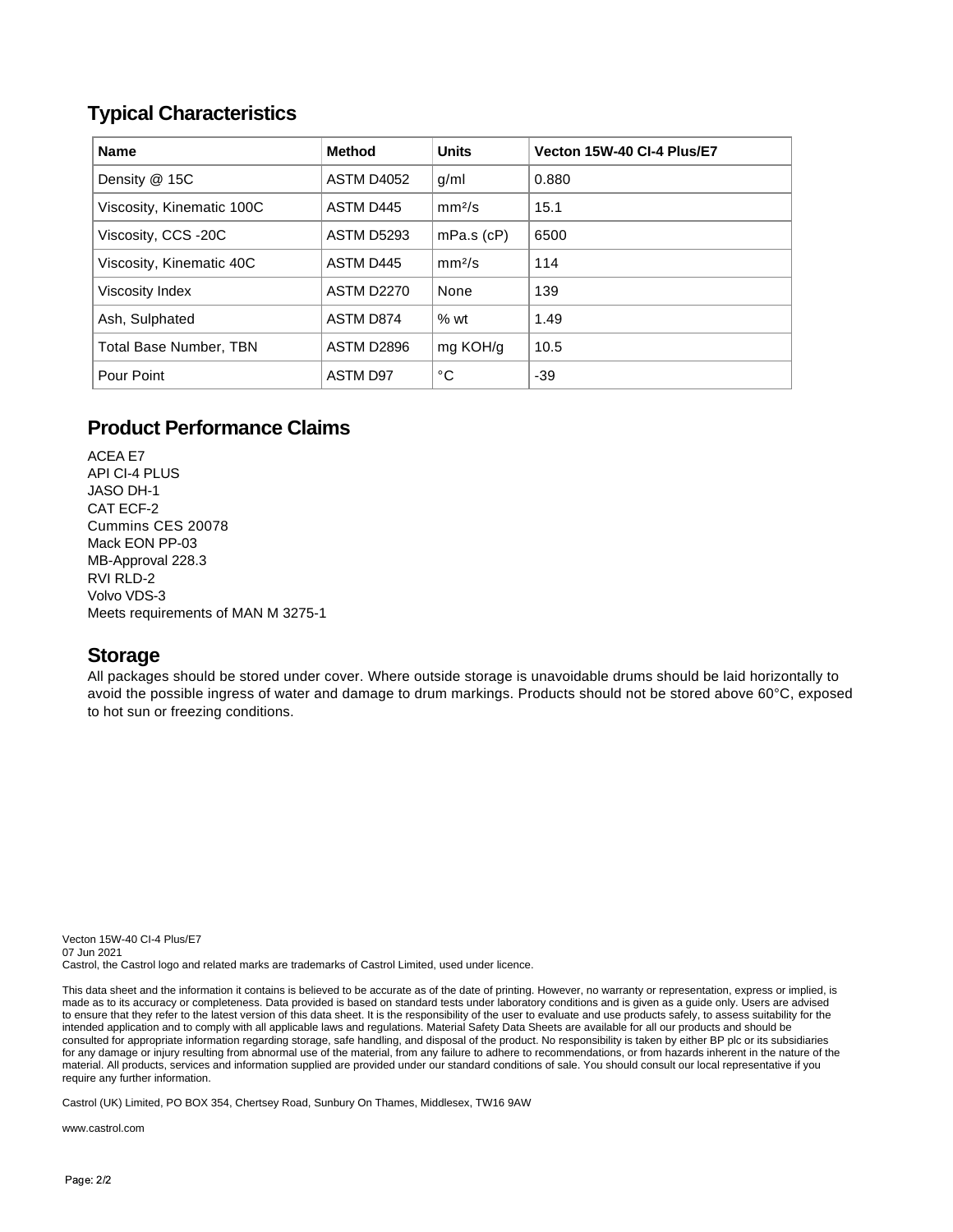## Typical Characteristics

| Name | Method | Units | Vecton 15W-40 CI-4 Plus/E7 |
|---|---|---|---|
| Density @ 15C | ASTM D4052 | g/ml | 0.880 |
| Viscosity, Kinematic 100C | ASTM D445 | mm²/s | 15.1 |
| Viscosity, CCS -20C | ASTM D5293 | mPa.s (cP) | 6500 |
| Viscosity, Kinematic 40C | ASTM D445 | mm²/s | 114 |
| Viscosity Index | ASTM D2270 | None | 139 |
| Ash, Sulphated | ASTM D874 | % wt | 1.49 |
| Total Base Number, TBN | ASTM D2896 | mg KOH/g | 10.5 |
| Pour Point | ASTM D97 | °C | -39 |

## Product Performance Claims

ACEA E7
API CI-4 PLUS
JASO DH-1
CAT ECF-2
Cummins CES 20078
Mack EON PP-03
MB-Approval 228.3
RVI RLD-2
Volvo VDS-3
Meets requirements of MAN M 3275-1

## Storage

All packages should be stored under cover. Where outside storage is unavoidable drums should be laid horizontally to avoid the possible ingress of water and damage to drum markings. Products should not be stored above 60°C, exposed to hot sun or freezing conditions.

Vecton 15W-40 CI-4 Plus/E7
07 Jun 2021
Castrol, the Castrol logo and related marks are trademarks of Castrol Limited, used under licence.

This data sheet and the information it contains is believed to be accurate as of the date of printing. However, no warranty or representation, express or implied, is made as to its accuracy or completeness. Data provided is based on standard tests under laboratory conditions and is given as a guide only. Users are advised to ensure that they refer to the latest version of this data sheet. It is the responsibility of the user to evaluate and use products safely, to assess suitability for the intended application and to comply with all applicable laws and regulations. Material Safety Data Sheets are available for all our products and should be consulted for appropriate information regarding storage, safe handling, and disposal of the product. No responsibility is taken by either BP plc or its subsidiaries for any damage or injury resulting from abnormal use of the material, from any failure to adhere to recommendations, or from hazards inherent in the nature of the material. All products, services and information supplied are provided under our standard conditions of sale. You should consult our local representative if you require any further information.

Castrol (UK) Limited, PO BOX 354, Chertsey Road, Sunbury On Thames, Middlesex, TW16 9AW

www.castrol.com